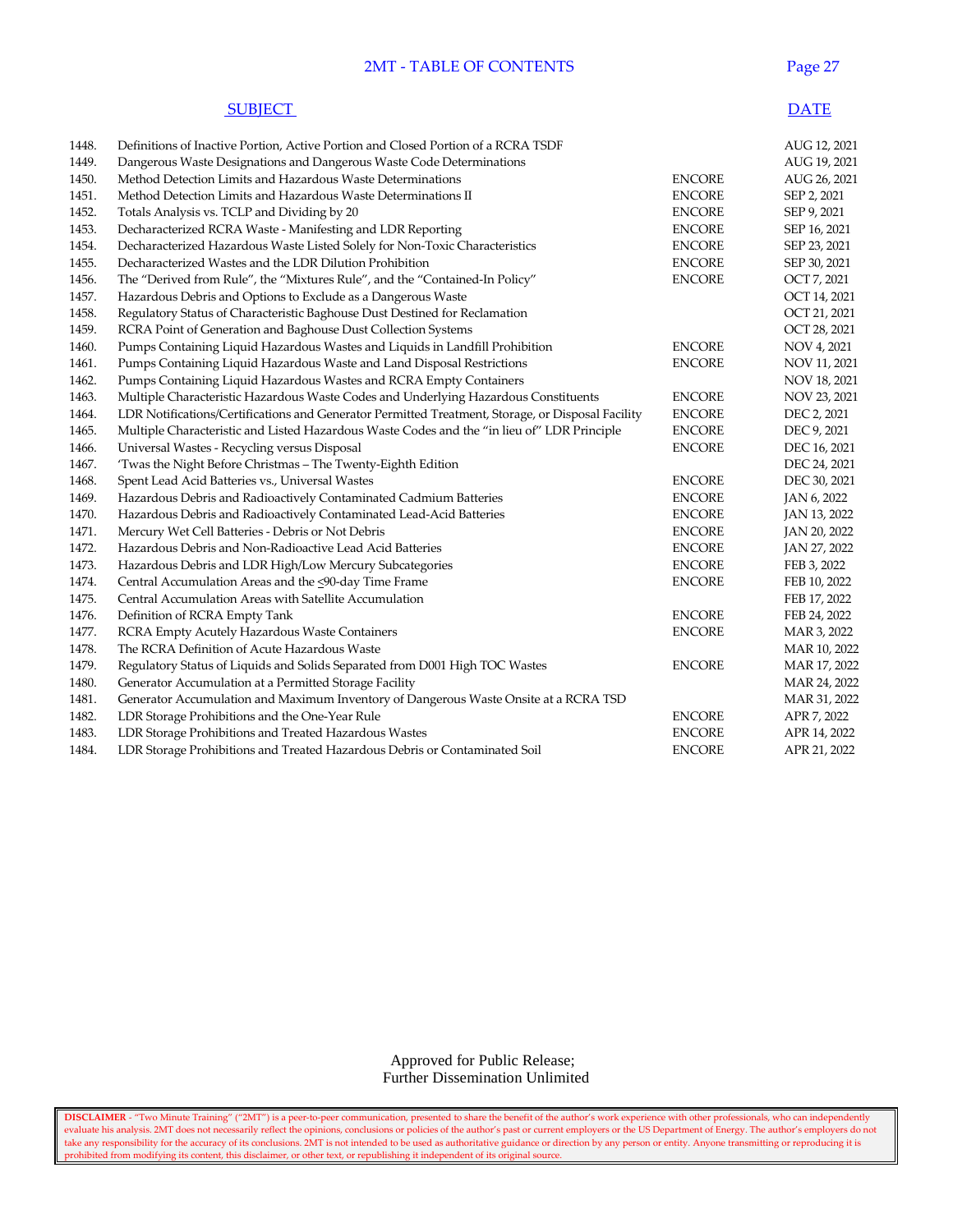## 2MT - TABLE OF CONTENTS

| | SUBJECT | | DATE |
|---|---|---|---|
| 1448. | Definitions of Inactive Portion, Active Portion and Closed Portion of a RCRA TSDF | | AUG 12, 2021 |
| 1449. | Dangerous Waste Designations and Dangerous Waste Code Determinations | | AUG 19, 2021 |
| 1450. | Method Detection Limits and Hazardous Waste Determinations | ENCORE | AUG 26, 2021 |
| 1451. | Method Detection Limits and Hazardous Waste Determinations II | ENCORE | SEP 2, 2021 |
| 1452. | Totals Analysis vs. TCLP and Dividing by 20 | ENCORE | SEP 9, 2021 |
| 1453. | Decharacterized RCRA Waste - Manifesting and LDR Reporting | ENCORE | SEP 16, 2021 |
| 1454. | Decharacterized Hazardous Waste Listed Solely for Non-Toxic Characteristics | ENCORE | SEP 23, 2021 |
| 1455. | Decharacterized Wastes and the LDR Dilution Prohibition | ENCORE | SEP 30, 2021 |
| 1456. | The "Derived from Rule", the "Mixtures Rule", and the "Contained-In Policy" | ENCORE | OCT 7, 2021 |
| 1457. | Hazardous Debris and Options to Exclude as a Dangerous Waste | | OCT 14, 2021 |
| 1458. | Regulatory Status of Characteristic Baghouse Dust Destined for Reclamation | | OCT 21, 2021 |
| 1459. | RCRA Point of Generation and Baghouse Dust Collection Systems | | OCT 28, 2021 |
| 1460. | Pumps Containing Liquid Hazardous Wastes and Liquids in Landfill Prohibition | ENCORE | NOV 4, 2021 |
| 1461. | Pumps Containing Liquid Hazardous Waste and Land Disposal Restrictions | ENCORE | NOV 11, 2021 |
| 1462. | Pumps Containing Liquid Hazardous Wastes and RCRA Empty Containers | | NOV 18, 2021 |
| 1463. | Multiple Characteristic Hazardous Waste Codes and Underlying Hazardous Constituents | ENCORE | NOV 23, 2021 |
| 1464. | LDR Notifications/Certifications and Generator Permitted Treatment, Storage, or Disposal Facility | ENCORE | DEC 2, 2021 |
| 1465. | Multiple Characteristic and Listed Hazardous Waste Codes and the "in lieu of" LDR Principle | ENCORE | DEC 9, 2021 |
| 1466. | Universal Wastes - Recycling versus Disposal | ENCORE | DEC 16, 2021 |
| 1467. | 'Twas the Night Before Christmas – The Twenty-Eighth Edition | | DEC 24, 2021 |
| 1468. | Spent Lead Acid Batteries vs., Universal Wastes | ENCORE | DEC 30, 2021 |
| 1469. | Hazardous Debris and Radioactively Contaminated Cadmium Batteries | ENCORE | JAN 6, 2022 |
| 1470. | Hazardous Debris and Radioactively Contaminated Lead-Acid Batteries | ENCORE | JAN 13, 2022 |
| 1471. | Mercury Wet Cell Batteries - Debris or Not Debris | ENCORE | JAN 20, 2022 |
| 1472. | Hazardous Debris and Non-Radioactive Lead Acid Batteries | ENCORE | JAN 27, 2022 |
| 1473. | Hazardous Debris and LDR High/Low Mercury Subcategories | ENCORE | FEB 3, 2022 |
| 1474. | Central Accumulation Areas and the ≤90-day Time Frame | ENCORE | FEB 10, 2022 |
| 1475. | Central Accumulation Areas with Satellite Accumulation | | FEB 17, 2022 |
| 1476. | Definition of RCRA Empty Tank | ENCORE | FEB 24, 2022 |
| 1477. | RCRA Empty Acutely Hazardous Waste Containers | ENCORE | MAR 3, 2022 |
| 1478. | The RCRA Definition of Acute Hazardous Waste | | MAR 10, 2022 |
| 1479. | Regulatory Status of Liquids and Solids Separated from D001 High TOC Wastes | ENCORE | MAR 17, 2022 |
| 1480. | Generator Accumulation at a Permitted Storage Facility | | MAR 24, 2022 |
| 1481. | Generator Accumulation and Maximum Inventory of Dangerous Waste Onsite at a RCRA TSD | | MAR 31, 2022 |
| 1482. | LDR Storage Prohibitions and the One-Year Rule | ENCORE | APR 7, 2022 |
| 1483. | LDR Storage Prohibitions and Treated Hazardous Wastes | ENCORE | APR 14, 2022 |
| 1484. | LDR Storage Prohibitions and Treated Hazardous Debris or Contaminated Soil | ENCORE | APR 21, 2022 |

Approved for Public Release;
Further Dissemination Unlimited

**DISCLAIMER** - "Two Minute Training" ("2MT") is a peer-to-peer communication, presented to share the benefit of the author's work experience with other professionals, who can independently evaluate his analysis. 2MT does not necessarily reflect the opinions, conclusions or policies of the author's past or current employers or the US Department of Energy. The author's employers do not take any responsibility for the accuracy of its conclusions. 2MT is not intended to be used as authoritative guidance or direction by any person or entity. Anyone transmitting or reproducing it is prohibited from modifying its content, this disclaimer, or other text, or republishing it independent of its original source.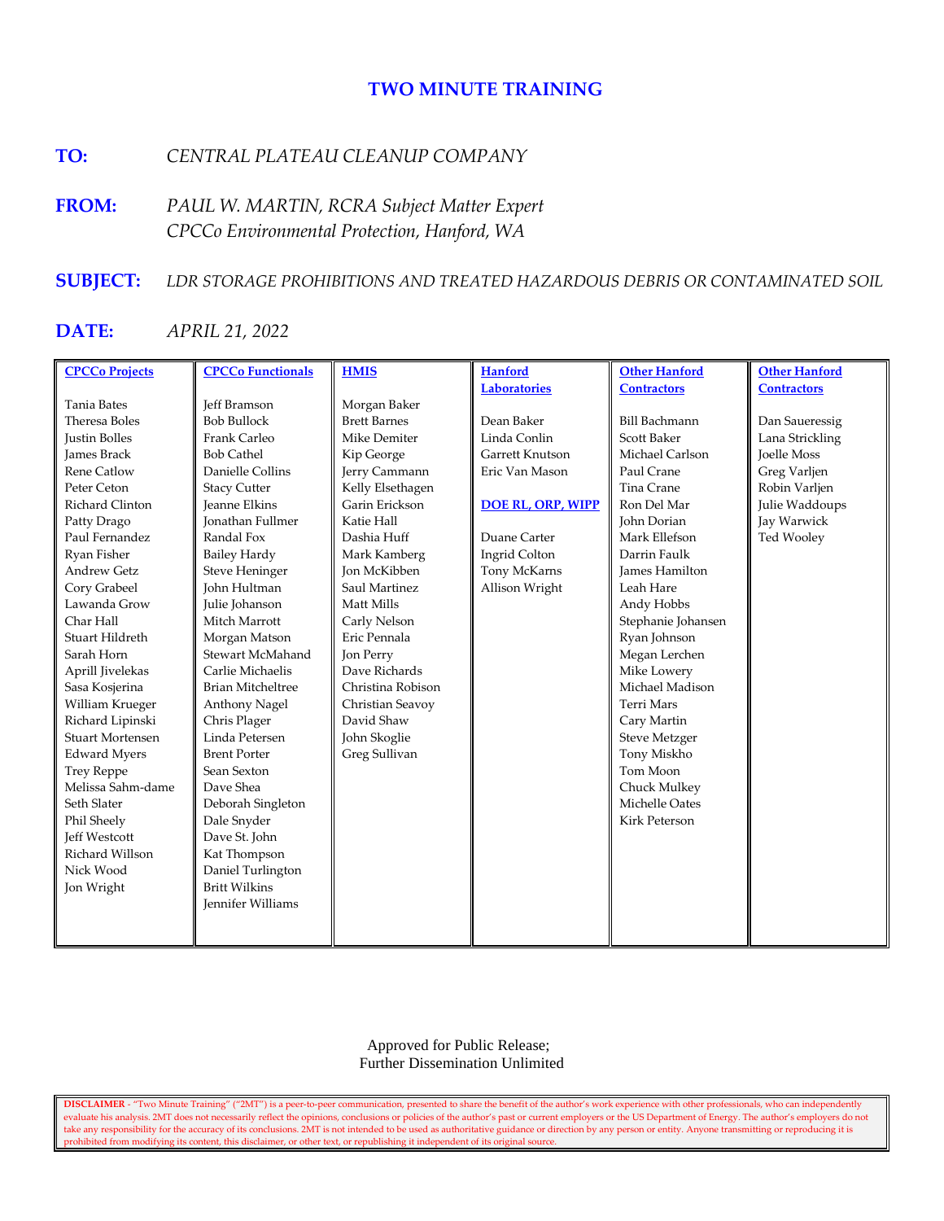# TWO MINUTE TRAINING

**TO:** *CENTRAL PLATEAU CLEANUP COMPANY*

**FROM:** *PAUL W. MARTIN, RCRA Subject Matter Expert*
*CPCCo Environmental Protection, Hanford, WA*

**SUBJECT:** *LDR STORAGE PROHIBITIONS AND TREATED HAZARDOUS DEBRIS OR CONTAMINATED SOIL*

**DATE:** *APRIL 21, 2022*

| CPCCo Projects | CPCCo Functionals | HMIS | Hanford Laboratories | Other Hanford Contractors | Other Hanford Contractors |
|---|---|---|---|---|---|
| Tania Bates | Jeff Bramson | Morgan Baker | Dean Baker | Bill Bachmann | Dan Saueressig |
| Theresa Boles | Bob Bullock | Brett Barnes | Linda Conlin | Scott Baker | Lana Strickling |
| Justin Bolles | Frank Carleo | Mike Demiter | Garrett Knutson | Michael Carlson | Joelle Moss |
| James Brack | Bob Cathel | Kip George | Eric Van Mason | Paul Crane | Greg Varljen |
| Rene Catlow | Danielle Collins | Jerry Cammann | | Tina Crane | Robin Varljen |
| Peter Ceton | Stacy Cutter | Kelly Elsethagen | **DOE RL, ORP, WIPP** | Ron Del Mar | Julie Waddoups |
| Richard Clinton | Jeanne Elkins | Garin Erickson | | John Dorian | Jay Warwick |
| Patty Drago | Jonathan Fullmer | Katie Hall | Duane Carter | Mark Ellefson | Ted Wooley |
| Paul Fernandez | Randal Fox | Dashia Huff | Ingrid Colton | Darrin Faulk | |
| Ryan Fisher | Bailey Hardy | Mark Kamberg | Tony McKarns | James Hamilton | |
| Andrew Getz | Steve Heninger | Jon McKibben | Allison Wright | Leah Hare | |
| Cory Grabeel | John Hultman | Saul Martinez | | Andy Hobbs | |
| Lawanda Grow | Julie Johanson | Matt Mills | | Stephanie Johansen | |
| Char Hall | Mitch Marrott | Carly Nelson | | Ryan Johnson | |
| Stuart Hildreth | Morgan Matson | Eric Pennala | | Megan Lerchen | |
| Sarah Horn | Stewart McMahand | Jon Perry | | Mike Lowery | |
| Aprill Jivelekas | Carlie Michaelis | Dave Richards | | Michael Madison | |
| Sasa Kosjerina | Brian Mitcheltree | Christina Robison | | Terri Mars | |
| William Krueger | Anthony Nagel | Christian Seavoy | | Cary Martin | |
| Richard Lipinski | Chris Plager | David Shaw | | Steve Metzger | |
| Stuart Mortensen | Linda Petersen | John Skoglie | | Tony Miskho | |
| Edward Myers | Brent Porter | Greg Sullivan | | Tom Moon | |
| Trey Reppe | Sean Sexton | | | Chuck Mulkey | |
| Melissa Sahm-dame | Dave Shea | | | Michelle Oates | |
| Seth Slater | Deborah Singleton | | | Kirk Peterson | |
| Phil Sheely | Dale Snyder | | | | |
| Jeff Westcott | Dave St. John | | | | |
| Richard Willson | Kat Thompson | | | | |
| Nick Wood | Daniel Turlington | | | | |
| Jon Wright | Britt Wilkins | | | | |
| | Jennifer Williams | | | | |

Approved for Public Release;
Further Dissemination Unlimited

**DISCLAIMER** - "Two Minute Training" ("2MT") is a peer-to-peer communication, presented to share the benefit of the author's work experience with other professionals, who can independently evaluate his analysis. 2MT does not necessarily reflect the opinions, conclusions or policies of the author's past or current employers or the US Department of Energy. The author's employers do not take any responsibility for the accuracy of its conclusions. 2MT is not intended to be used as authoritative guidance or direction by any person or entity. Anyone transmitting or reproducing it is prohibited from modifying its content, this disclaimer, or other text, or republishing it independent of its original source.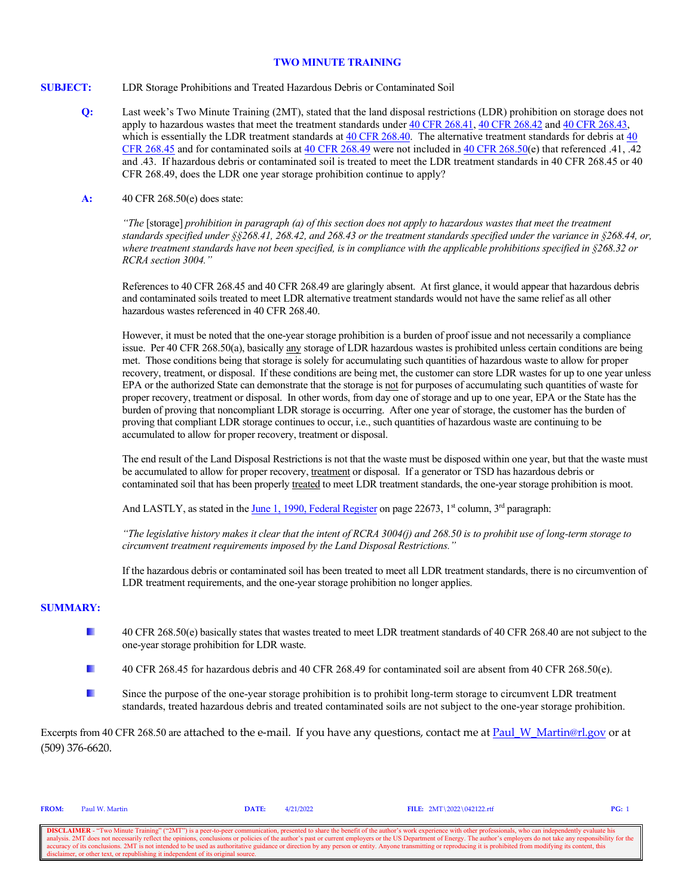# TWO MINUTE TRAINING

**SUBJECT:** LDR Storage Prohibitions and Treated Hazardous Debris or Contaminated Soil

**Q:** Last week's Two Minute Training (2MT), stated that the land disposal restrictions (LDR) prohibition on storage does not apply to hazardous wastes that meet the treatment standards under 40 CFR 268.41, 40 CFR 268.42 and 40 CFR 268.43, which is essentially the LDR treatment standards at 40 CFR 268.40. The alternative treatment standards for debris at 40 CFR 268.45 and for contaminated soils at 40 CFR 268.49 were not included in 40 CFR 268.50(e) that referenced .41, .42 and .43. If hazardous debris or contaminated soil is treated to meet the LDR treatment standards in 40 CFR 268.45 or 40 CFR 268.49, does the LDR one year storage prohibition continue to apply?

**A:** 40 CFR 268.50(e) does state:

*"The* [storage] *prohibition in paragraph (a) of this section does not apply to hazardous wastes that meet the treatment standards specified under §§268.41, 268.42, and 268.43 or the treatment standards specified under the variance in §268.44, or, where treatment standards have not been specified, is in compliance with the applicable prohibitions specified in §268.32 or RCRA section 3004."*

References to 40 CFR 268.45 and 40 CFR 268.49 are glaringly absent. At first glance, it would appear that hazardous debris and contaminated soils treated to meet LDR alternative treatment standards would not have the same relief as all other hazardous wastes referenced in 40 CFR 268.40.

However, it must be noted that the one-year storage prohibition is a burden of proof issue and not necessarily a compliance issue. Per 40 CFR 268.50(a), basically <u>any</u> storage of LDR hazardous wastes is prohibited unless certain conditions are being met. Those conditions being that storage is solely for accumulating such quantities of hazardous waste to allow for proper recovery, treatment, or disposal. If these conditions are being met, the customer can store LDR wastes for up to one year unless EPA or the authorized State can demonstrate that the storage is <u>not</u> for purposes of accumulating such quantities of waste for proper recovery, treatment or disposal. In other words, from day one of storage and up to one year, EPA or the State has the burden of proving that noncompliant LDR storage is occurring. After one year of storage, the customer has the burden of proving that compliant LDR storage continues to occur, i.e., such quantities of hazardous waste are continuing to be accumulated to allow for proper recovery, treatment or disposal.

The end result of the Land Disposal Restrictions is not that the waste must be disposed within one year, but that the waste must be accumulated to allow for proper recovery, <u>treatment</u> or disposal. If a generator or TSD has hazardous debris or contaminated soil that has been properly <u>treated</u> to meet LDR treatment standards, the one-year storage prohibition is moot.

And LASTLY, as stated in the June 1, 1990, Federal Register on page 22673, 1st column, 3rd paragraph:

*"The legislative history makes it clear that the intent of RCRA 3004(j) and 268.50 is to prohibit use of long-term storage to circumvent treatment requirements imposed by the Land Disposal Restrictions."*

If the hazardous debris or contaminated soil has been treated to meet all LDR treatment standards, there is no circumvention of LDR treatment requirements, and the one-year storage prohibition no longer applies.

**SUMMARY:**

- 40 CFR 268.50(e) basically states that wastes treated to meet LDR treatment standards of 40 CFR 268.40 are not subject to the one-year storage prohibition for LDR waste.
- 40 CFR 268.45 for hazardous debris and 40 CFR 268.49 for contaminated soil are absent from 40 CFR 268.50(e).
- Since the purpose of the one-year storage prohibition is to prohibit long-term storage to circumvent LDR treatment standards, treated hazardous debris and treated contaminated soils are not subject to the one-year storage prohibition.

Excerpts from 40 CFR 268.50 are attached to the e-mail. If you have any questions, contact me at Paul_W_Martin@rl.gov or at (509) 376-6620.

**FROM:** Paul W. Martin **DATE:** 4/21/2022 **FILE:** 2MT\2022\042122.rtf

**DISCLAIMER** - "Two Minute Training" ("2MT") is a peer-to-peer communication, presented to share the benefit of the author's work experience with other professionals, who can independently evaluate his analysis. 2MT does not necessarily reflect the opinions, conclusions or policies of the author's past or current employers or the US Department of Energy. The author's employers do not take any responsibility for the accuracy of its conclusions. 2MT is not intended to be used as authoritative guidance or direction by any person or entity. Anyone transmitting or reproducing it is prohibited from modifying its content, this disclaimer, or other text, or republishing it independent of its original source.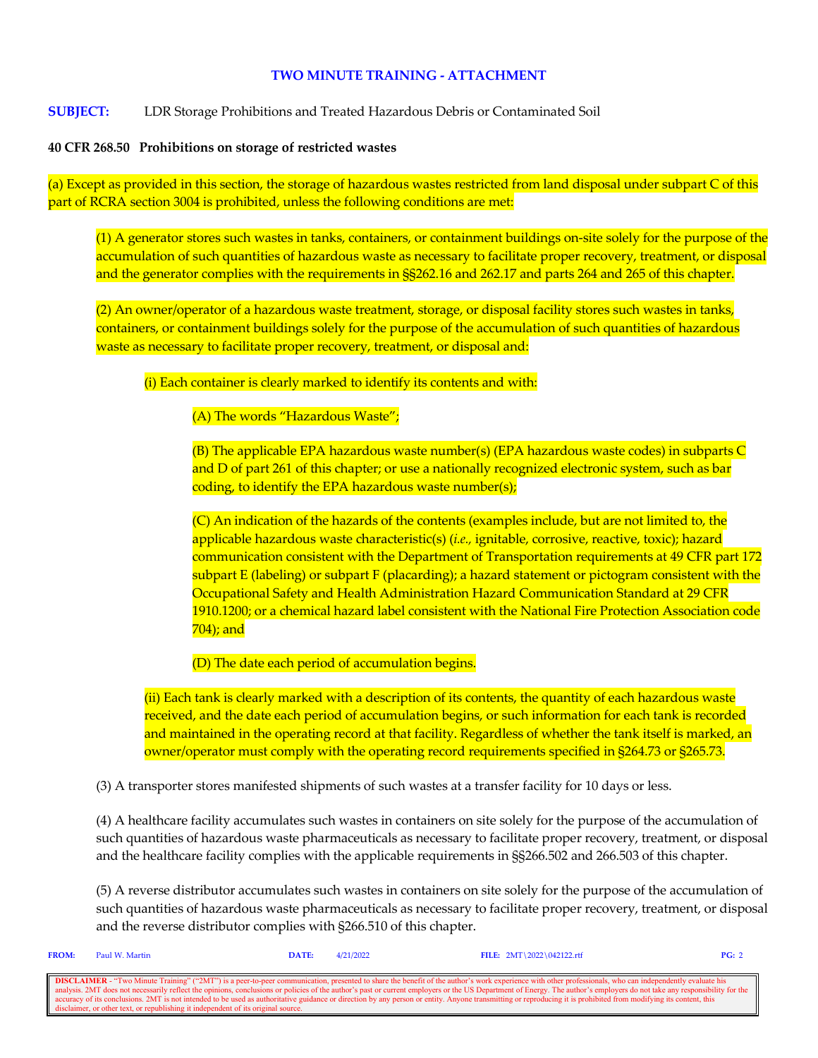## TWO MINUTE TRAINING - ATTACHMENT

**SUBJECT:** LDR Storage Prohibitions and Treated Hazardous Debris or Contaminated Soil

**40 CFR 268.50 Prohibitions on storage of restricted wastes**

(a) Except as provided in this section, the storage of hazardous wastes restricted from land disposal under subpart C of this part of RCRA section 3004 is prohibited, unless the following conditions are met:

(1) A generator stores such wastes in tanks, containers, or containment buildings on-site solely for the purpose of the accumulation of such quantities of hazardous waste as necessary to facilitate proper recovery, treatment, or disposal and the generator complies with the requirements in §§262.16 and 262.17 and parts 264 and 265 of this chapter.

(2) An owner/operator of a hazardous waste treatment, storage, or disposal facility stores such wastes in tanks, containers, or containment buildings solely for the purpose of the accumulation of such quantities of hazardous waste as necessary to facilitate proper recovery, treatment, or disposal and:

(i) Each container is clearly marked to identify its contents and with:

(A) The words "Hazardous Waste";

(B) The applicable EPA hazardous waste number(s) (EPA hazardous waste codes) in subparts C and D of part 261 of this chapter; or use a nationally recognized electronic system, such as bar coding, to identify the EPA hazardous waste number(s);

(C) An indication of the hazards of the contents (examples include, but are not limited to, the applicable hazardous waste characteristic(s) (*i.e.,* ignitable, corrosive, reactive, toxic); hazard communication consistent with the Department of Transportation requirements at 49 CFR part 172 subpart E (labeling) or subpart F (placarding); a hazard statement or pictogram consistent with the Occupational Safety and Health Administration Hazard Communication Standard at 29 CFR 1910.1200; or a chemical hazard label consistent with the National Fire Protection Association code 704); and

(D) The date each period of accumulation begins.

(ii) Each tank is clearly marked with a description of its contents, the quantity of each hazardous waste received, and the date each period of accumulation begins, or such information for each tank is recorded and maintained in the operating record at that facility. Regardless of whether the tank itself is marked, an owner/operator must comply with the operating record requirements specified in §264.73 or §265.73.

(3) A transporter stores manifested shipments of such wastes at a transfer facility for 10 days or less.

(4) A healthcare facility accumulates such wastes in containers on site solely for the purpose of the accumulation of such quantities of hazardous waste pharmaceuticals as necessary to facilitate proper recovery, treatment, or disposal and the healthcare facility complies with the applicable requirements in §§266.502 and 266.503 of this chapter.

(5) A reverse distributor accumulates such wastes in containers on site solely for the purpose of the accumulation of such quantities of hazardous waste pharmaceuticals as necessary to facilitate proper recovery, treatment, or disposal and the reverse distributor complies with §266.510 of this chapter.

**FROM:** Paul W. Martin **DATE:** 4/21/2022 **FILE:** 2MT\2022\042122.rtf

**DISCLAIMER** - "Two Minute Training" ("2MT") is a peer-to-peer communication, presented to share the benefit of the author's work experience with other professionals, who can independently evaluate his analysis. 2MT does not necessarily reflect the opinions, conclusions or policies of the author's past or current employers or the US Department of Energy. The author's employers do not take any responsibility for the accuracy of its conclusions. 2MT is not intended to be used as authoritative guidance or direction by any person or entity. Anyone transmitting or reproducing it is prohibited from modifying its content, this disclaimer, or other text, or republishing it independent of its original source.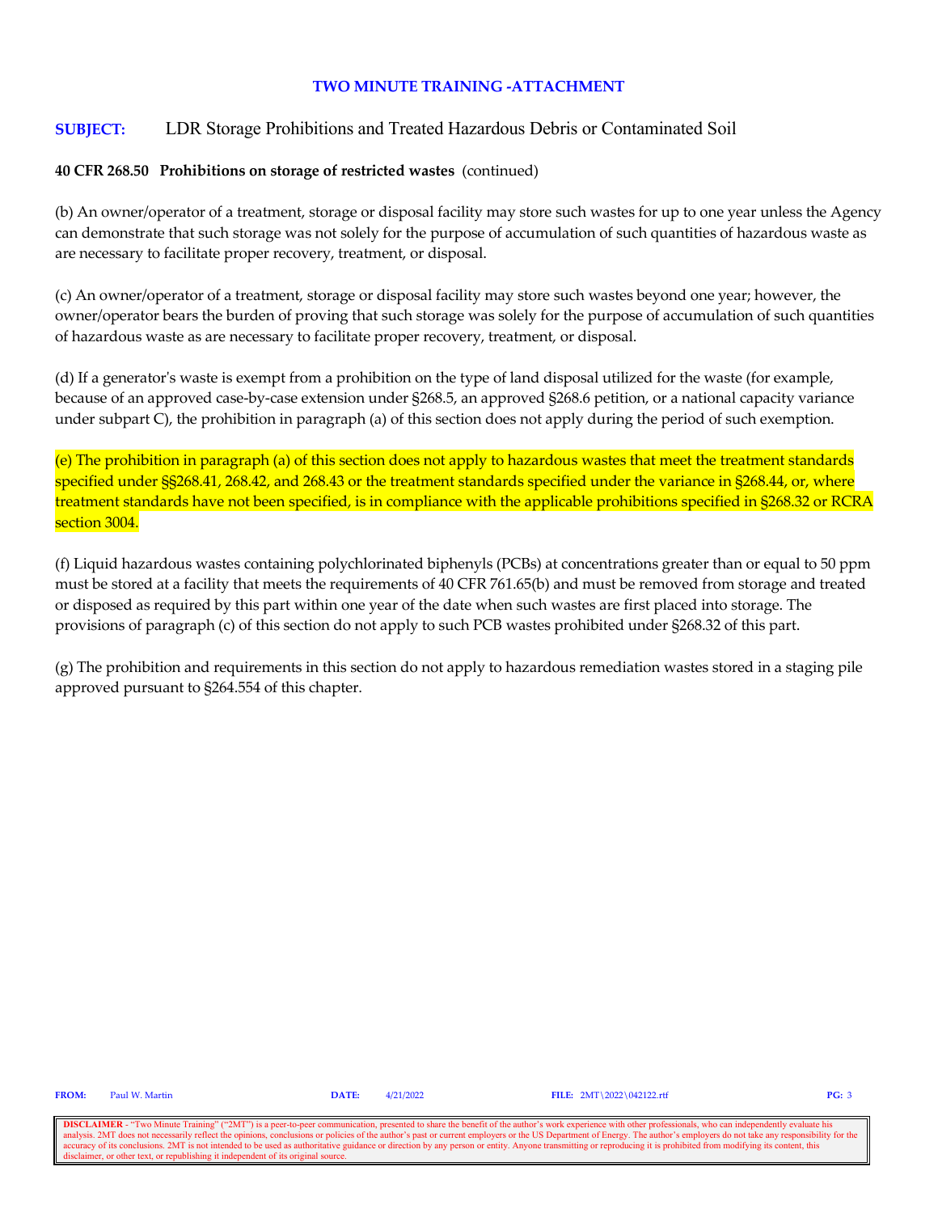**TWO MINUTE TRAINING -ATTACHMENT**

**SUBJECT:** LDR Storage Prohibitions and Treated Hazardous Debris or Contaminated Soil

**40 CFR 268.50 Prohibitions on storage of restricted wastes** (continued)

(b) An owner/operator of a treatment, storage or disposal facility may store such wastes for up to one year unless the Agency can demonstrate that such storage was not solely for the purpose of accumulation of such quantities of hazardous waste as are necessary to facilitate proper recovery, treatment, or disposal.

(c) An owner/operator of a treatment, storage or disposal facility may store such wastes beyond one year; however, the owner/operator bears the burden of proving that such storage was solely for the purpose of accumulation of such quantities of hazardous waste as are necessary to facilitate proper recovery, treatment, or disposal.

(d) If a generator's waste is exempt from a prohibition on the type of land disposal utilized for the waste (for example, because of an approved case-by-case extension under §268.5, an approved §268.6 petition, or a national capacity variance under subpart C), the prohibition in paragraph (a) of this section does not apply during the period of such exemption.

(e) The prohibition in paragraph (a) of this section does not apply to hazardous wastes that meet the treatment standards specified under §§268.41, 268.42, and 268.43 or the treatment standards specified under the variance in §268.44, or, where treatment standards have not been specified, is in compliance with the applicable prohibitions specified in §268.32 or RCRA section 3004.

(f) Liquid hazardous wastes containing polychlorinated biphenyls (PCBs) at concentrations greater than or equal to 50 ppm must be stored at a facility that meets the requirements of 40 CFR 761.65(b) and must be removed from storage and treated or disposed as required by this part within one year of the date when such wastes are first placed into storage. The provisions of paragraph (c) of this section do not apply to such PCB wastes prohibited under §268.32 of this part.

(g) The prohibition and requirements in this section do not apply to hazardous remediation wastes stored in a staging pile approved pursuant to §264.554 of this chapter.